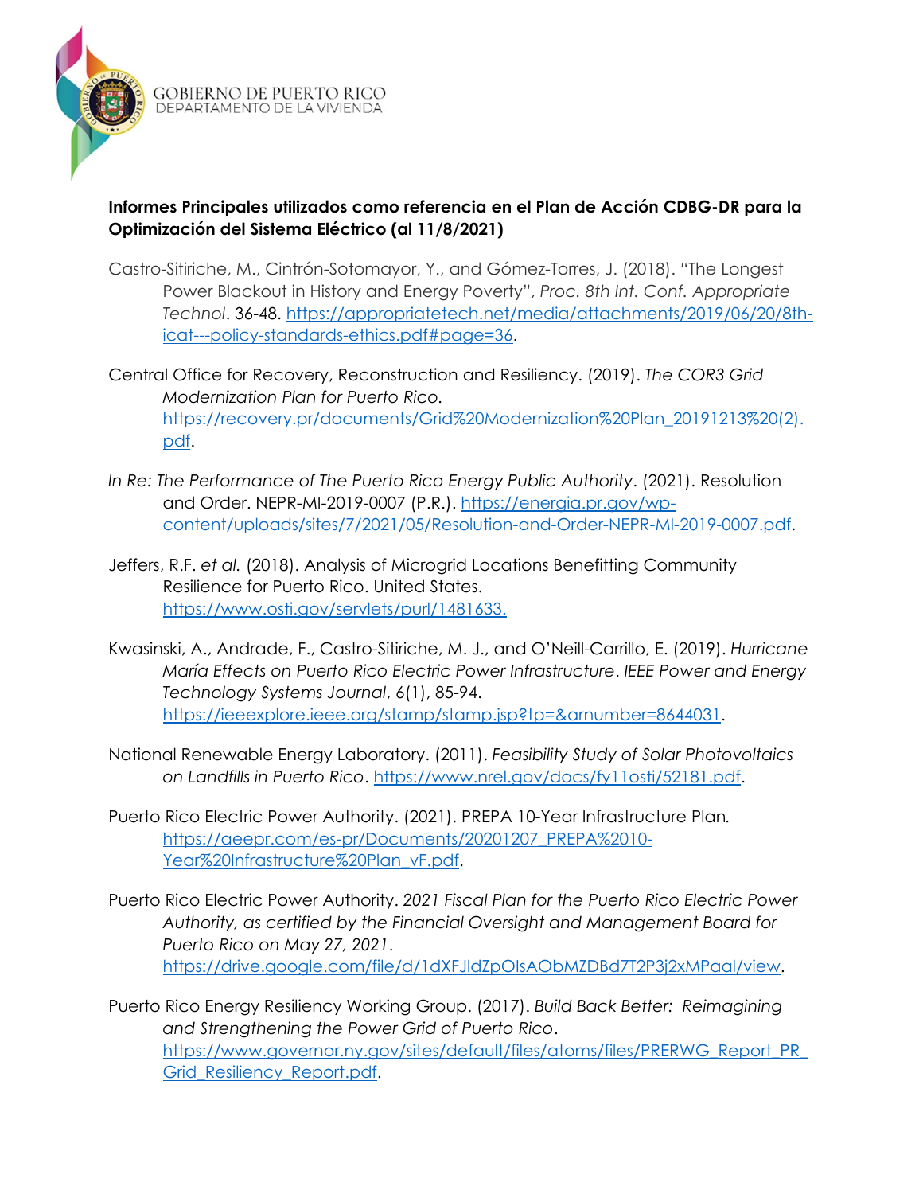GOBIERNO DE PUERTO RICO
DEPARTAMENTO DE LA VIVIENDA

**Informes Principales utilizados como referencia en el Plan de Acción CDBG-DR para la Optimización del Sistema Eléctrico (al 11/8/2021)**

Castro-Sitiriche, M., Cintrón-Sotomayor, Y., and Gómez-Torres, J. (2018). "The Longest Power Blackout in History and Energy Poverty", *Proc. 8th Int. Conf. Appropriate Technol*. 36-48. https://appropriatetech.net/media/attachments/2019/06/20/8th-icat---policy-standards-ethics.pdf#page=36.

Central Office for Recovery, Reconstruction and Resiliency. (2019). *The COR3 Grid Modernization Plan for Puerto Rico*. https://recovery.pr/documents/Grid%20Modernization%20Plan_20191213%20(2).pdf.

*In Re: The Performance of The Puerto Rico Energy Public Authority*. (2021). Resolution and Order. NEPR-MI-2019-0007 (P.R.). https://energia.pr.gov/wp-content/uploads/sites/7/2021/05/Resolution-and-Order-NEPR-MI-2019-0007.pdf.

Jeffers, R.F. *et al.* (2018). Analysis of Microgrid Locations Benefitting Community Resilience for Puerto Rico. United States. https://www.osti.gov/servlets/purl/1481633.

Kwasinski, A., Andrade, F., Castro-Sitiriche, M. J., and O'Neill-Carrillo, E. (2019). *Hurricane María Effects on Puerto Rico Electric Power Infrastructure*. *IEEE Power and Energy Technology Systems Journal*, 6(1), 85-94. https://ieeexplore.ieee.org/stamp/stamp.jsp?tp=&arnumber=8644031.

National Renewable Energy Laboratory. (2011). *Feasibility Study of Solar Photovoltaics on Landfills in Puerto Rico*. https://www.nrel.gov/docs/fy11osti/52181.pdf.

Puerto Rico Electric Power Authority. (2021). PREPA 10-Year Infrastructure Plan. https://aeepr.com/es-pr/Documents/20201207_PREPA%2010-Year%20Infrastructure%20Plan_vF.pdf.

Puerto Rico Electric Power Authority. *2021 Fiscal Plan for the Puerto Rico Electric Power Authority, as certified by the Financial Oversight and Management Board for Puerto Rico on May 27, 2021*. https://drive.google.com/file/d/1dXFJldZpOIsAObMZDBd7T2P3j2xMPaal/view.

Puerto Rico Energy Resiliency Working Group. (2017). *Build Back Better: Reimagining and Strengthening the Power Grid of Puerto Rico*. https://www.governor.ny.gov/sites/default/files/atoms/files/PRERWG_Report_PR_Grid_Resiliency_Report.pdf.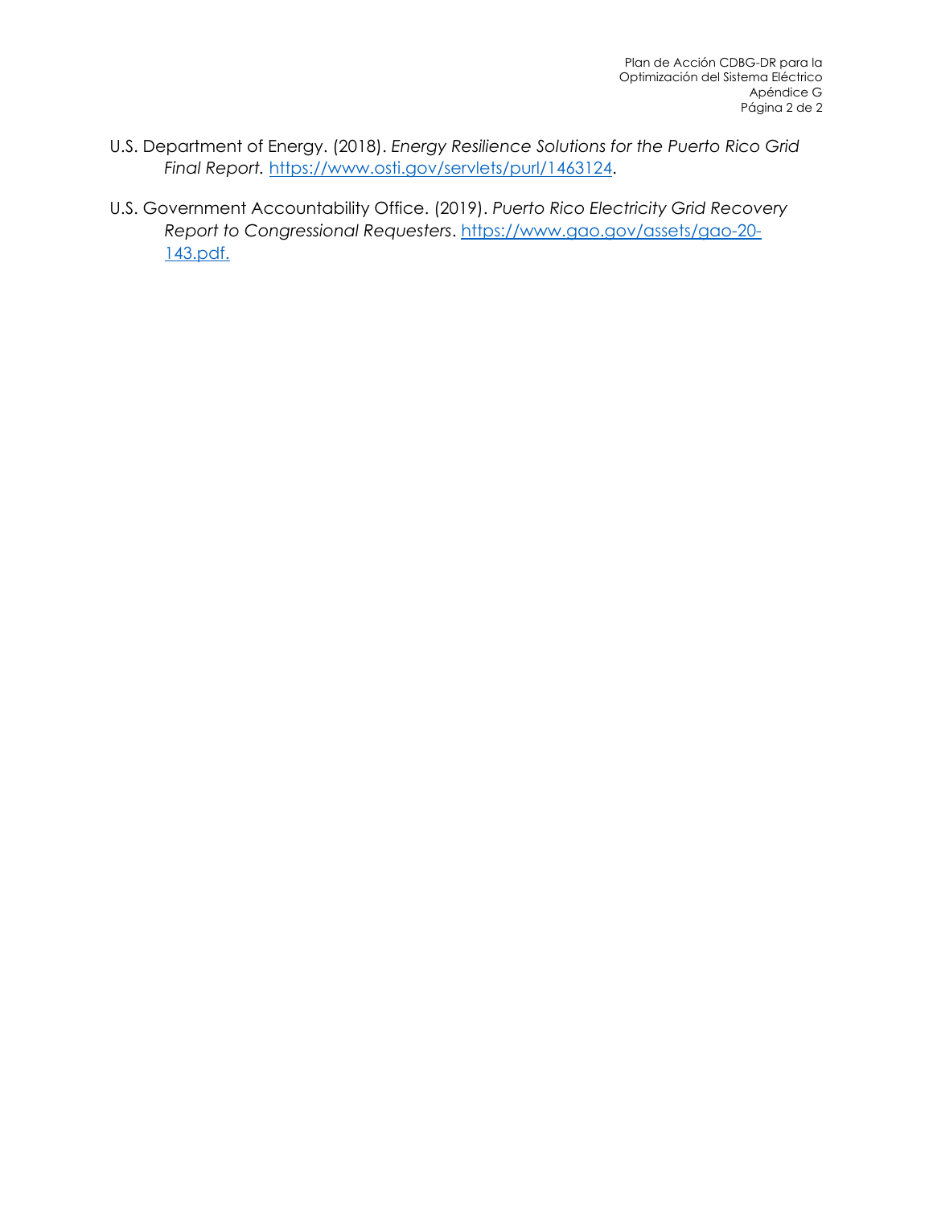U.S. Department of Energy. (2018). *Energy Resilience Solutions for the Puerto Rico Grid Final Report.* https://www.osti.gov/servlets/purl/1463124.

U.S. Government Accountability Office. (2019). *Puerto Rico Electricity Grid Recovery Report to Congressional Requesters*. https://www.gao.gov/assets/gao-20-143.pdf.